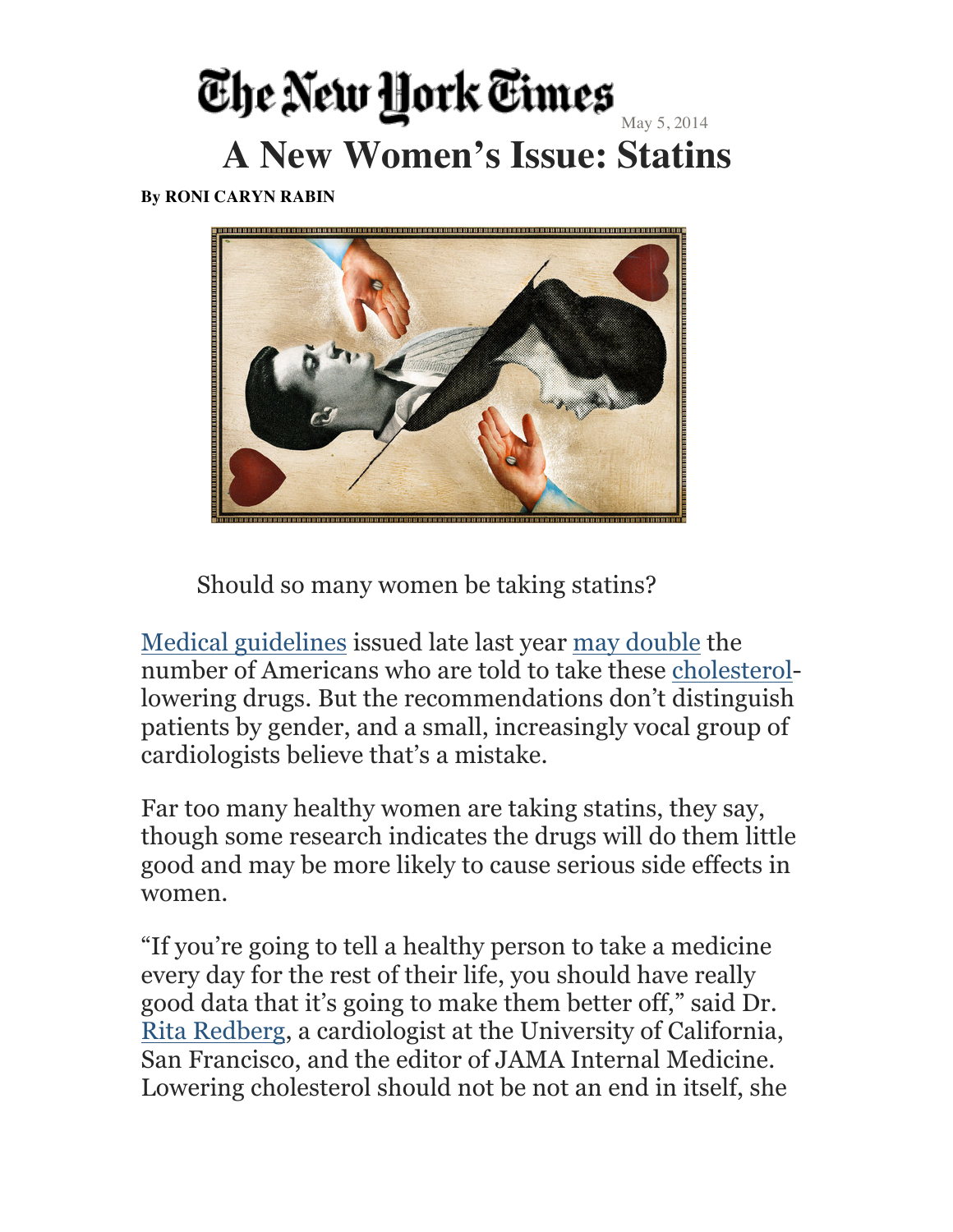# The New York Times

May 5, 2014

## A New Women's Issue: Statins

**By RONI CARYN RABIN**

Should so many women be taking statins?

Medical guidelines issued late last year may double the number of Americans who are told to take these cholesterol-lowering drugs. But the recommendations don't distinguish patients by gender, and a small, increasingly vocal group of cardiologists believe that's a mistake.

Far too many healthy women are taking statins, they say, though some research indicates the drugs will do them little good and may be more likely to cause serious side effects in women.

"If you're going to tell a healthy person to take a medicine every day for the rest of their life, you should have really good data that it's going to make them better off," said Dr. Rita Redberg, a cardiologist at the University of California, San Francisco, and the editor of JAMA Internal Medicine. Lowering cholesterol should not be not an end in itself, she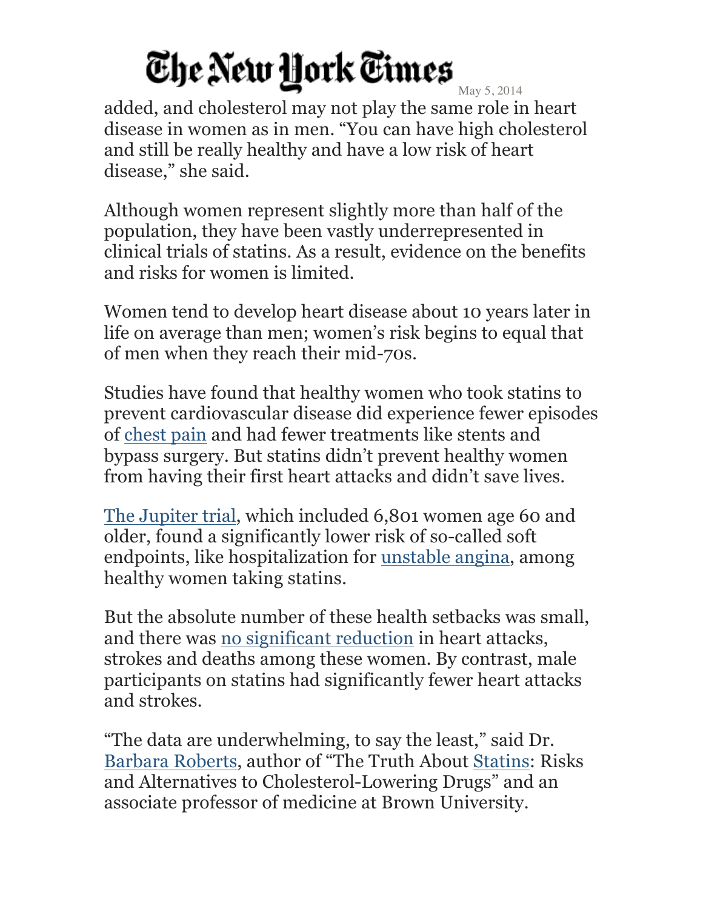added, and cholesterol may not play the same role in heart disease in women as in men. "You can have high cholesterol and still be really healthy and have a low risk of heart disease," she said.

Although women represent slightly more than half of the population, they have been vastly underrepresented in clinical trials of statins. As a result, evidence on the benefits and risks for women is limited.

Women tend to develop heart disease about 10 years later in life on average than men; women's risk begins to equal that of men when they reach their mid-70s.

Studies have found that healthy women who took statins to prevent cardiovascular disease did experience fewer episodes of chest pain and had fewer treatments like stents and bypass surgery. But statins didn't prevent healthy women from having their first heart attacks and didn't save lives.

The Jupiter trial, which included 6,801 women age 60 and older, found a significantly lower risk of so-called soft endpoints, like hospitalization for unstable angina, among healthy women taking statins.

But the absolute number of these health setbacks was small, and there was no significant reduction in heart attacks, strokes and deaths among these women. By contrast, male participants on statins had significantly fewer heart attacks and strokes.

"The data are underwhelming, to say the least," said Dr. Barbara Roberts, author of "The Truth About Statins: Risks and Alternatives to Cholesterol-Lowering Drugs" and an associate professor of medicine at Brown University.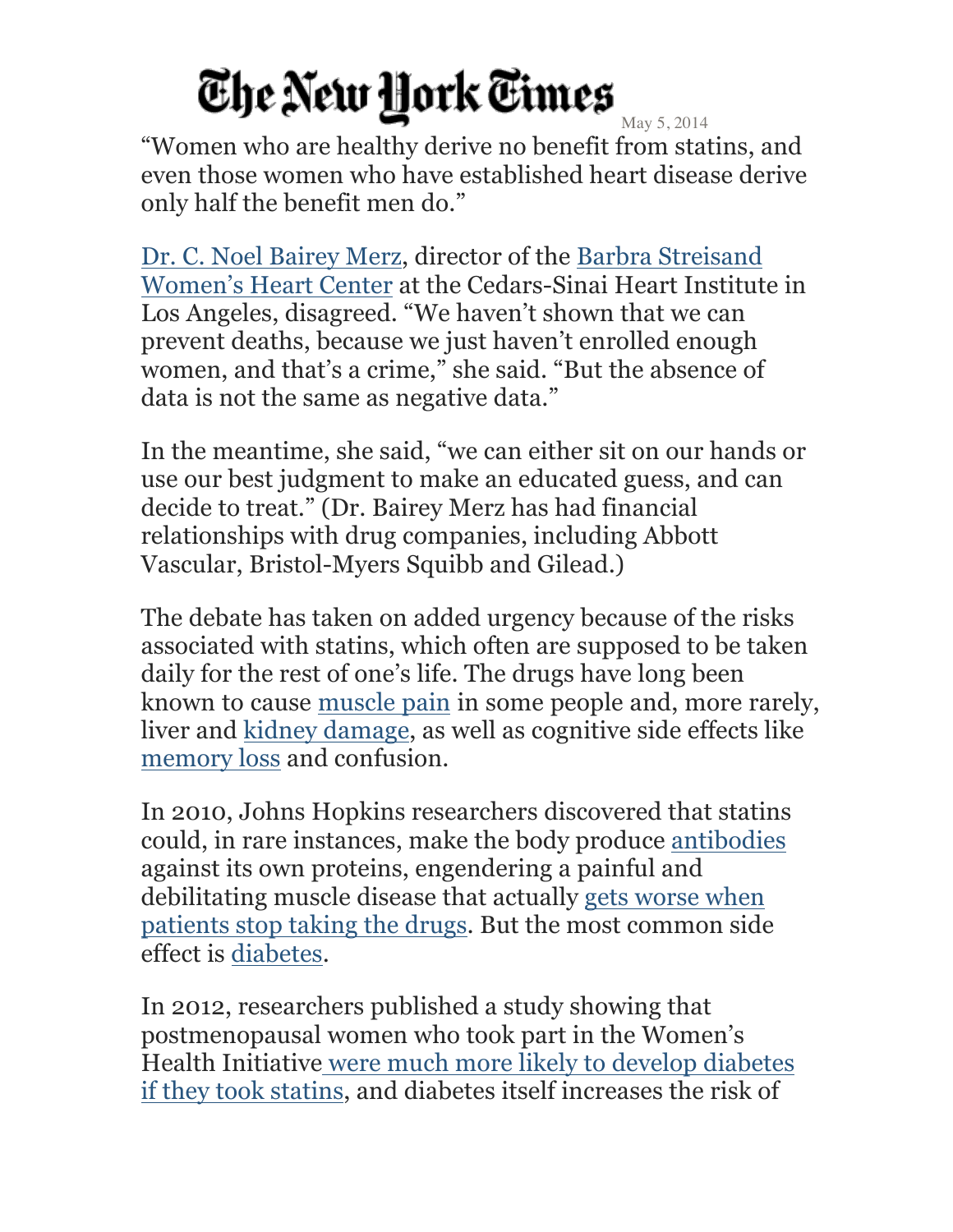"Women who are healthy derive no benefit from statins, and even those women who have established heart disease derive only half the benefit men do."

Dr. C. Noel Bairey Merz, director of the Barbra Streisand Women's Heart Center at the Cedars-Sinai Heart Institute in Los Angeles, disagreed. "We haven't shown that we can prevent deaths, because we just haven't enrolled enough women, and that's a crime," she said. "But the absence of data is not the same as negative data."

In the meantime, she said, "we can either sit on our hands or use our best judgment to make an educated guess, and can decide to treat." (Dr. Bairey Merz has had financial relationships with drug companies, including Abbott Vascular, Bristol-Myers Squibb and Gilead.)

The debate has taken on added urgency because of the risks associated with statins, which often are supposed to be taken daily for the rest of one's life. The drugs have long been known to cause muscle pain in some people and, more rarely, liver and kidney damage, as well as cognitive side effects like memory loss and confusion.

In 2010, Johns Hopkins researchers discovered that statins could, in rare instances, make the body produce antibodies against its own proteins, engendering a painful and debilitating muscle disease that actually gets worse when patients stop taking the drugs. But the most common side effect is diabetes.

In 2012, researchers published a study showing that postmenopausal women who took part in the Women's Health Initiative were much more likely to develop diabetes if they took statins, and diabetes itself increases the risk of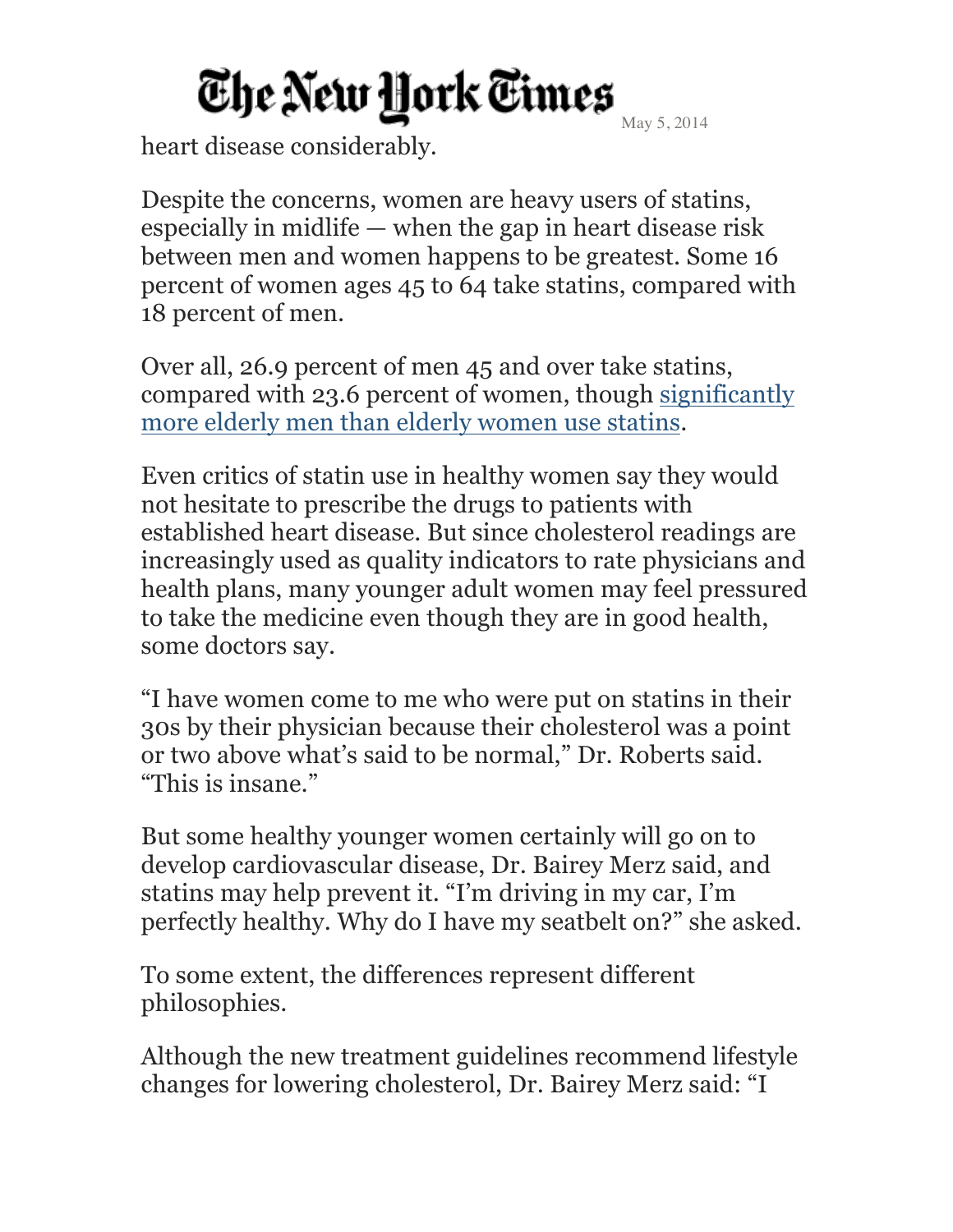heart disease considerably.

Despite the concerns, women are heavy users of statins, especially in midlife — when the gap in heart disease risk between men and women happens to be greatest. Some 16 percent of women ages 45 to 64 take statins, compared with 18 percent of men.

Over all, 26.9 percent of men 45 and over take statins, compared with 23.6 percent of women, though significantly more elderly men than elderly women use statins.

Even critics of statin use in healthy women say they would not hesitate to prescribe the drugs to patients with established heart disease. But since cholesterol readings are increasingly used as quality indicators to rate physicians and health plans, many younger adult women may feel pressured to take the medicine even though they are in good health, some doctors say.

“I have women come to me who were put on statins in their 30s by their physician because their cholesterol was a point or two above what’s said to be normal,” Dr. Roberts said. “This is insane.”

But some healthy younger women certainly will go on to develop cardiovascular disease, Dr. Bairey Merz said, and statins may help prevent it. “I’m driving in my car, I’m perfectly healthy. Why do I have my seatbelt on?” she asked.

To some extent, the differences represent different philosophies.

Although the new treatment guidelines recommend lifestyle changes for lowering cholesterol, Dr. Bairey Merz said: “I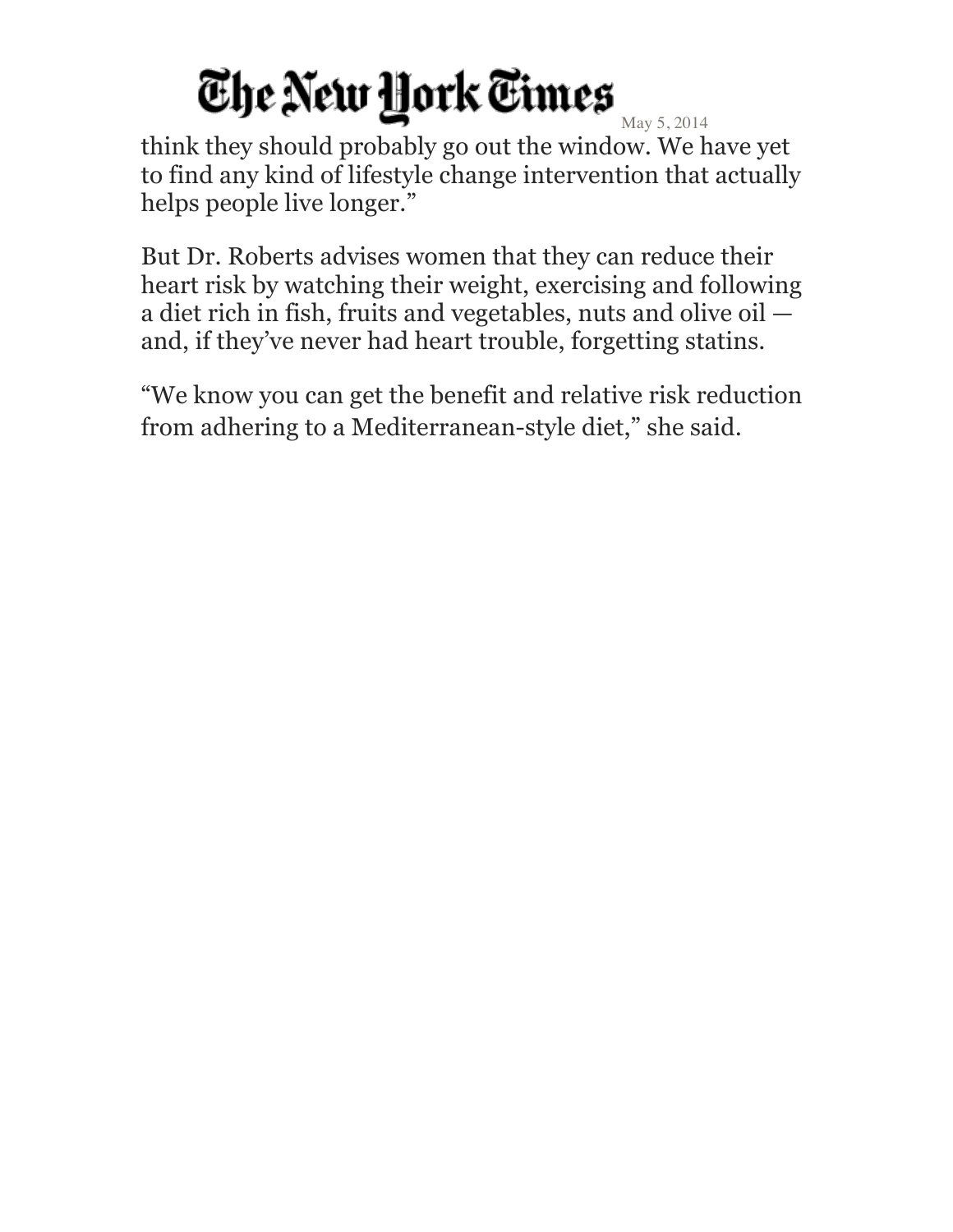think they should probably go out the window. We have yet to find any kind of lifestyle change intervention that actually helps people live longer."

But Dr. Roberts advises women that they can reduce their heart risk by watching their weight, exercising and following a diet rich in fish, fruits and vegetables, nuts and olive oil — and, if they've never had heart trouble, forgetting statins.

"We know you can get the benefit and relative risk reduction from adhering to a Mediterranean-style diet," she said.